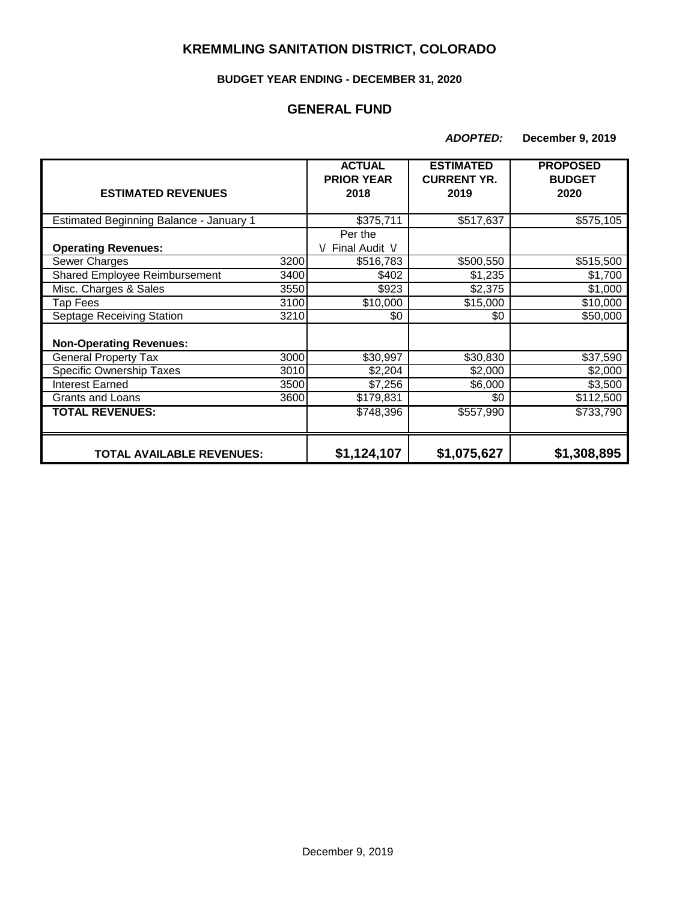# KREMMLING SANITATION DISTRICT, COLORADO

### BUDGET YEAR ENDING - DECEMBER 31, 2020

## GENERAL FUND

***ADOPTED:*** **December 9, 2019**

| **ESTIMATED REVENUES** | | **ACTUAL PRIOR YEAR 2018** | **ESTIMATED CURRENT YR. 2019** | **PROPOSED BUDGET 2020** |
|---|---|---|---|---|
| Estimated Beginning Balance - January 1 | | $375,711 | $517,637 | $575,105 |
| **Operating Revenues:** | | Per the \/ Final Audit \/ | | |
| Sewer Charges | 3200 | $516,783 | $500,550 | $515,500 |
| Shared Employee Reimbursement | 3400 | $402 | $1,235 | $1,700 |
| Misc. Charges & Sales | 3550 | $923 | $2,375 | $1,000 |
| Tap Fees | 3100 | $10,000 | $15,000 | $10,000 |
| Septage Receiving Station | 3210 | $0 | $0 | $50,000 |
| **Non-Operating Revenues:** | | | | |
| General Property Tax | 3000 | $30,997 | $30,830 | $37,590 |
| Specific Ownership Taxes | 3010 | $2,204 | $2,000 | $2,000 |
| Interest Earned | 3500 | $7,256 | $6,000 | $3,500 |
| Grants and Loans | 3600 | $179,831 | $0 | $112,500 |
| **TOTAL REVENUES:** | | $748,396 | $557,990 | $733,790 |
| **TOTAL AVAILABLE REVENUES:** | | **$1,124,107** | **$1,075,627** | **$1,308,895** |

December 9, 2019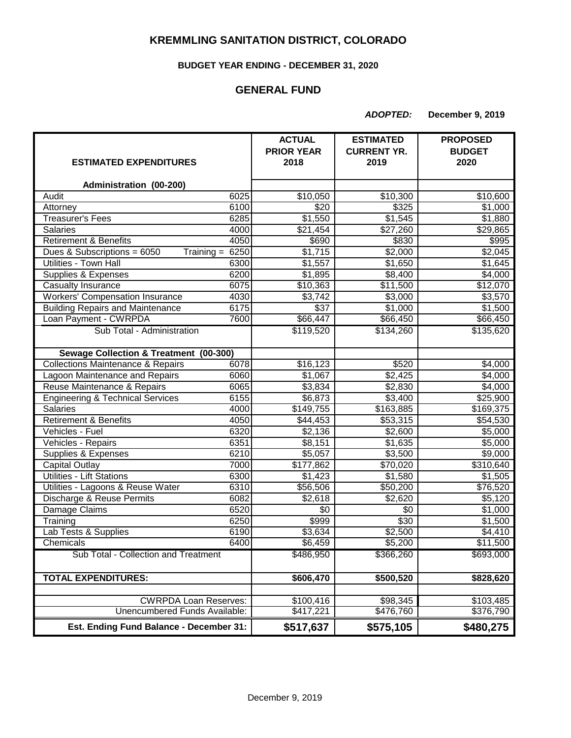# KREMMLING SANITATION DISTRICT, COLORADO

## BUDGET YEAR ENDING - DECEMBER 31, 2020

## GENERAL FUND

***ADOPTED:*** **December 9, 2019**

| ESTIMATED EXPENDITURES | | ACTUAL PRIOR YEAR 2018 | ESTIMATED CURRENT YR. 2019 | PROPOSED BUDGET 2020 |
|---|---|---|---|---|
| **Administration (00-200)** | | | | |
| Audit | 6025 | $10,050 | $10,300 | $10,600 |
| Attorney | 6100 | $20 | $325 | $1,000 |
| Treasurer's Fees | 6285 | $1,550 | $1,545 | $1,880 |
| Salaries | 4000 | $21,454 | $27,260 | $29,865 |
| Retirement & Benefits | 4050 | $690 | $830 | $995 |
| Dues & Subscriptions = 6050 Training = | 6250 | $1,715 | $2,000 | $2,045 |
| Utilities - Town Hall | 6300 | $1,557 | $1,650 | $1,645 |
| Supplies & Expenses | 6200 | $1,895 | $8,400 | $4,000 |
| Casualty Insurance | 6075 | $10,363 | $11,500 | $12,070 |
| Workers' Compensation Insurance | 4030 | $3,742 | $3,000 | $3,570 |
| Building Repairs and Maintenance | 6175 | $37 | $1,000 | $1,500 |
| Loan Payment - CWRPDA | 7600 | $66,447 | $66,450 | $66,450 |
| Sub Total - Administration | | $119,520 | $134,260 | $135,620 |
| **Sewage Collection & Treatment (00-300)** | | | | |
| Collections Maintenance & Repairs | 6078 | $16,123 | $520 | $4,000 |
| Lagoon Maintenance and Repairs | 6060 | $1,067 | $2,425 | $4,000 |
| Reuse Maintenance & Repairs | 6065 | $3,834 | $2,830 | $4,000 |
| Engineering & Technical Services | 6155 | $6,873 | $3,400 | $25,900 |
| Salaries | 4000 | $149,755 | $163,885 | $169,375 |
| Retirement & Benefits | 4050 | $44,453 | $53,315 | $54,530 |
| Vehicles - Fuel | 6320 | $2,136 | $2,600 | $5,000 |
| Vehicles - Repairs | 6351 | $8,151 | $1,635 | $5,000 |
| Supplies & Expenses | 6210 | $5,057 | $3,500 | $9,000 |
| Capital Outlay | 7000 | $177,862 | $70,020 | $310,640 |
| Utilities - Lift Stations | 6300 | $1,423 | $1,580 | $1,505 |
| Utilities - Lagoons & Reuse Water | 6310 | $56,506 | $50,200 | $76,520 |
| Discharge & Reuse Permits | 6082 | $2,618 | $2,620 | $5,120 |
| Damage Claims | 6520 | $0 | $0 | $1,000 |
| Training | 6250 | $999 | $30 | $1,500 |
| Lab Tests & Supplies | 6190 | $3,634 | $2,500 | $4,410 |
| Chemicals | 6400 | $6,459 | $5,200 | $11,500 |
| Sub Total - Collection and Treatment | | $486,950 | $366,260 | $693,000 |
| **TOTAL EXPENDITURES:** | | **$606,470** | **$500,520** | **$828,620** |
| CWRPDA Loan Reserves: | | $100,416 | $98,345 | $103,485 |
| Unencumbered Funds Available: | | $417,221 | $476,760 | $376,790 |
| **Est. Ending Fund Balance - December 31:** | | **$517,637** | **$575,105** | **$480,275** |

December 9, 2019